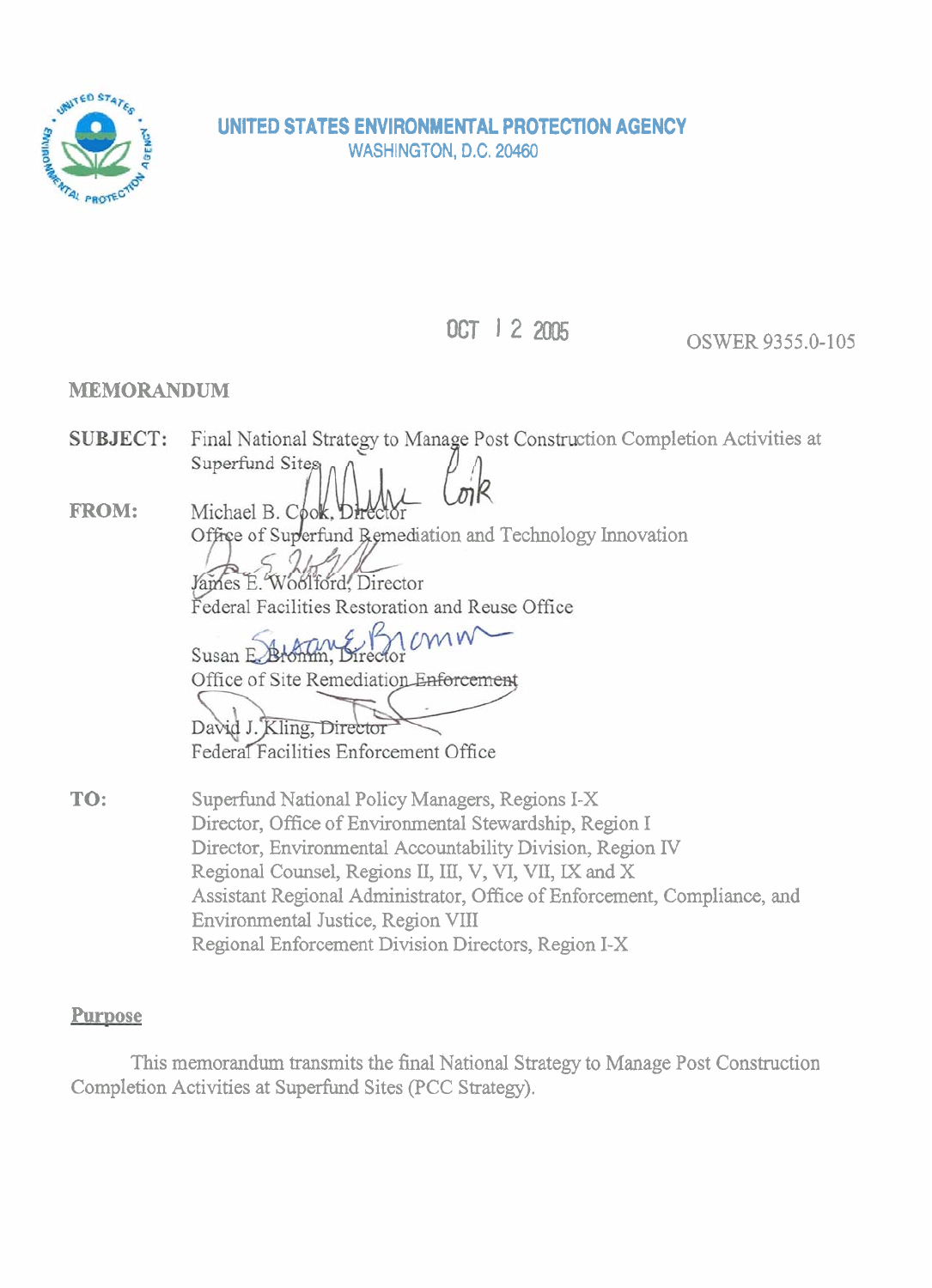**UNITED STATES ENVIRONMENTAL PROTECTION AGENCY**
WASHINGTON, D.C. 20460

OCT 12 2005

OSWER 9355.0-105

**MEMORANDUM**

**SUBJECT:** Final National Strategy to Manage Post Construction Completion Activities at Superfund Sites

**FROM:** Michael B. Cook, Director
Office of Superfund Remediation and Technology Innovation

James E. Woolford, Director
Federal Facilities Restoration and Reuse Office

Susan E. Bromm, Director
Office of Site Remediation Enforcement

David J. Kling, Director
Federal Facilities Enforcement Office

**TO:** Superfund National Policy Managers, Regions I-X
Director, Office of Environmental Stewardship, Region I
Director, Environmental Accountability Division, Region IV
Regional Counsel, Regions II, III, V, VI, VII, IX and X
Assistant Regional Administrator, Office of Enforcement, Compliance, and Environmental Justice, Region VIII
Regional Enforcement Division Directors, Region I-X

## Purpose

This memorandum transmits the final National Strategy to Manage Post Construction Completion Activities at Superfund Sites (PCC Strategy).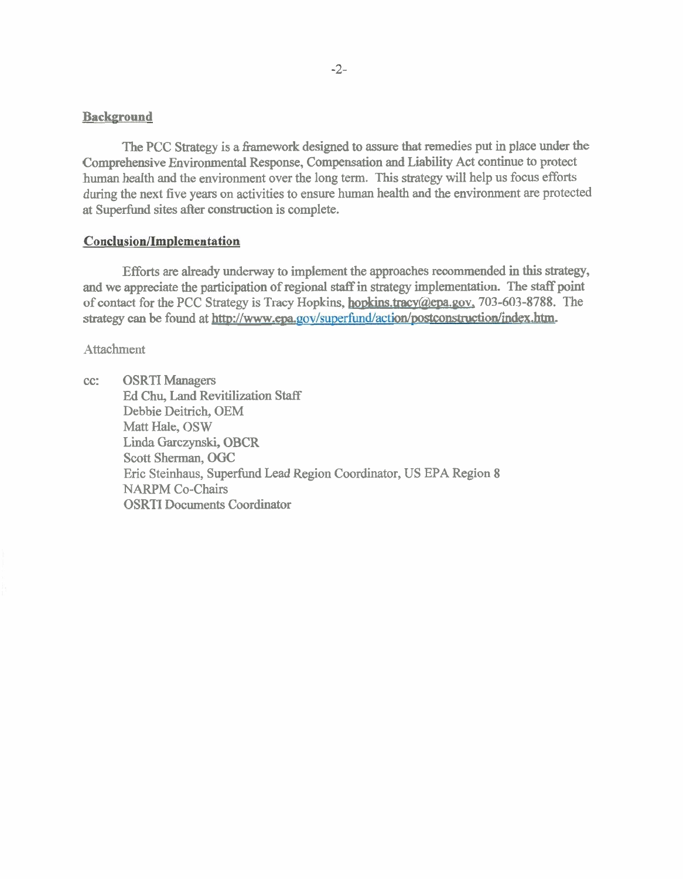**Background**

The PCC Strategy is a framework designed to assure that remedies put in place under the Comprehensive Environmental Response, Compensation and Liability Act continue to protect human health and the environment over the long term. This strategy will help us focus efforts during the next five years on activities to ensure human health and the environment are protected at Superfund sites after construction is complete.

**Conclusion/Implementation**

Efforts are already underway to implement the approaches recommended in this strategy, and we appreciate the participation of regional staff in strategy implementation. The staff point of contact for the PCC Strategy is Tracy Hopkins, hopkins.tracy@epa.gov, 703-603-8788. The strategy can be found at http://www.epa.gov/superfund/action/postconstruction/index.htm.

Attachment

cc: OSRTI Managers
Ed Chu, Land Revitilization Staff
Debbie Deitrich, OEM
Matt Hale, OSW
Linda Garczynski, OBCR
Scott Sherman, OGC
Eric Steinhaus, Superfund Lead Region Coordinator, US EPA Region 8
NARPM Co-Chairs
OSRTI Documents Coordinator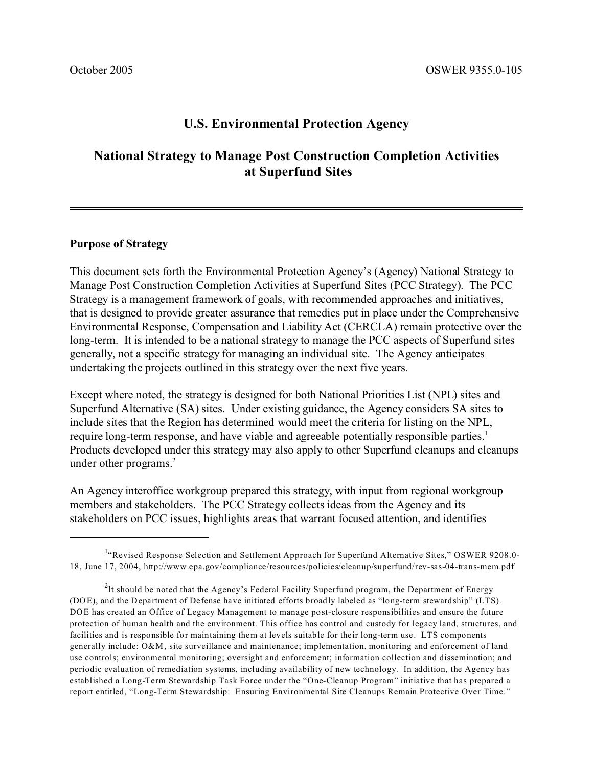October 2005 OSWER 9355.0-105

# U.S. Environmental Protection Agency

## National Strategy to Manage Post Construction Completion Activities at Superfund Sites

---

### Purpose of Strategy

This document sets forth the Environmental Protection Agency's (Agency) National Strategy to Manage Post Construction Completion Activities at Superfund Sites (PCC Strategy). The PCC Strategy is a management framework of goals, with recommended approaches and initiatives, that is designed to provide greater assurance that remedies put in place under the Comprehensive Environmental Response, Compensation and Liability Act (CERCLA) remain protective over the long-term. It is intended to be a national strategy to manage the PCC aspects of Superfund sites generally, not a specific strategy for managing an individual site. The Agency anticipates undertaking the projects outlined in this strategy over the next five years.

Except where noted, the strategy is designed for both National Priorities List (NPL) sites and Superfund Alternative (SA) sites. Under existing guidance, the Agency considers SA sites to include sites that the Region has determined would meet the criteria for listing on the NPL, require long-term response, and have viable and agreeable potentially responsible parties.[1] Products developed under this strategy may also apply to other Superfund cleanups and cleanups under other programs.[2]

An Agency interoffice workgroup prepared this strategy, with input from regional workgroup members and stakeholders. The PCC Strategy collects ideas from the Agency and its stakeholders on PCC issues, highlights areas that warrant focused attention, and identifies

---

[1] "Revised Response Selection and Settlement Approach for Superfund Alternative Sites," OSWER 9208.0-18, June 17, 2004, http://www.epa.gov/compliance/resources/policies/cleanup/superfund/rev-sas-04-trans-mem.pdf

[2] It should be noted that the Agency's Federal Facility Superfund program, the Department of Energy (DOE), and the Department of Defense have initiated efforts broadly labeled as "long-term stewardship" (LTS). DOE has created an Office of Legacy Management to manage post-closure responsibilities and ensure the future protection of human health and the environment. This office has control and custody for legacy land, structures, and facilities and is responsible for maintaining them at levels suitable for their long-term use. LTS components generally include: O&M, site surveillance and maintenance; implementation, monitoring and enforcement of land use controls; environmental monitoring; oversight and enforcement; information collection and dissemination; and periodic evaluation of remediation systems, including availability of new technology. In addition, the Agency has established a Long-Term Stewardship Task Force under the "One-Cleanup Program" initiative that has prepared a report entitled, "Long-Term Stewardship: Ensuring Environmental Site Cleanups Remain Protective Over Time."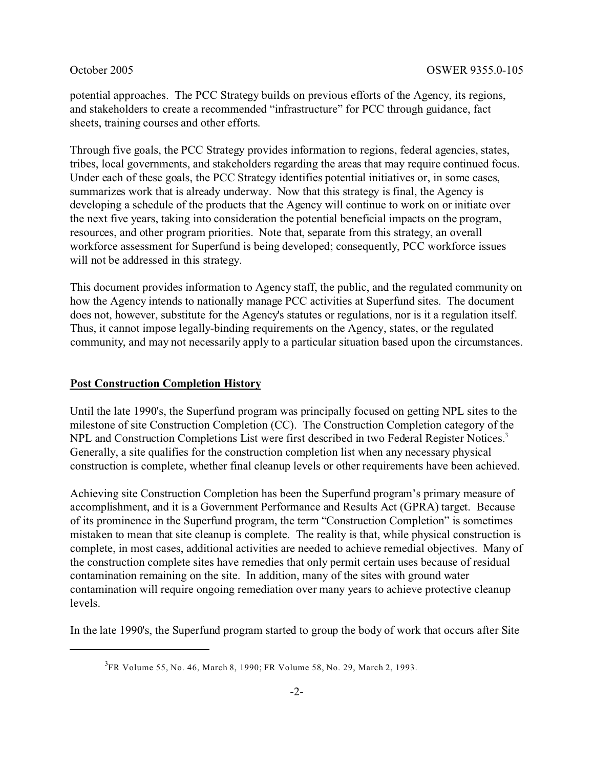potential approaches. The PCC Strategy builds on previous efforts of the Agency, its regions, and stakeholders to create a recommended "infrastructure" for PCC through guidance, fact sheets, training courses and other efforts.

Through five goals, the PCC Strategy provides information to regions, federal agencies, states, tribes, local governments, and stakeholders regarding the areas that may require continued focus. Under each of these goals, the PCC Strategy identifies potential initiatives or, in some cases, summarizes work that is already underway. Now that this strategy is final, the Agency is developing a schedule of the products that the Agency will continue to work on or initiate over the next five years, taking into consideration the potential beneficial impacts on the program, resources, and other program priorities. Note that, separate from this strategy, an overall workforce assessment for Superfund is being developed; consequently, PCC workforce issues will not be addressed in this strategy.

This document provides information to Agency staff, the public, and the regulated community on how the Agency intends to nationally manage PCC activities at Superfund sites. The document does not, however, substitute for the Agency's statutes or regulations, nor is it a regulation itself. Thus, it cannot impose legally-binding requirements on the Agency, states, or the regulated community, and may not necessarily apply to a particular situation based upon the circumstances.

## Post Construction Completion History

Until the late 1990's, the Superfund program was principally focused on getting NPL sites to the milestone of site Construction Completion (CC). The Construction Completion category of the NPL and Construction Completions List were first described in two Federal Register Notices.[3] Generally, a site qualifies for the construction completion list when any necessary physical construction is complete, whether final cleanup levels or other requirements have been achieved.

Achieving site Construction Completion has been the Superfund program's primary measure of accomplishment, and it is a Government Performance and Results Act (GPRA) target. Because of its prominence in the Superfund program, the term "Construction Completion" is sometimes mistaken to mean that site cleanup is complete. The reality is that, while physical construction is complete, in most cases, additional activities are needed to achieve remedial objectives. Many of the construction complete sites have remedies that only permit certain uses because of residual contamination remaining on the site. In addition, many of the sites with ground water contamination will require ongoing remediation over many years to achieve protective cleanup levels.

In the late 1990's, the Superfund program started to group the body of work that occurs after Site

---

[3] FR Volume 55, No. 46, March 8, 1990; FR Volume 58, No. 29, March 2, 1993.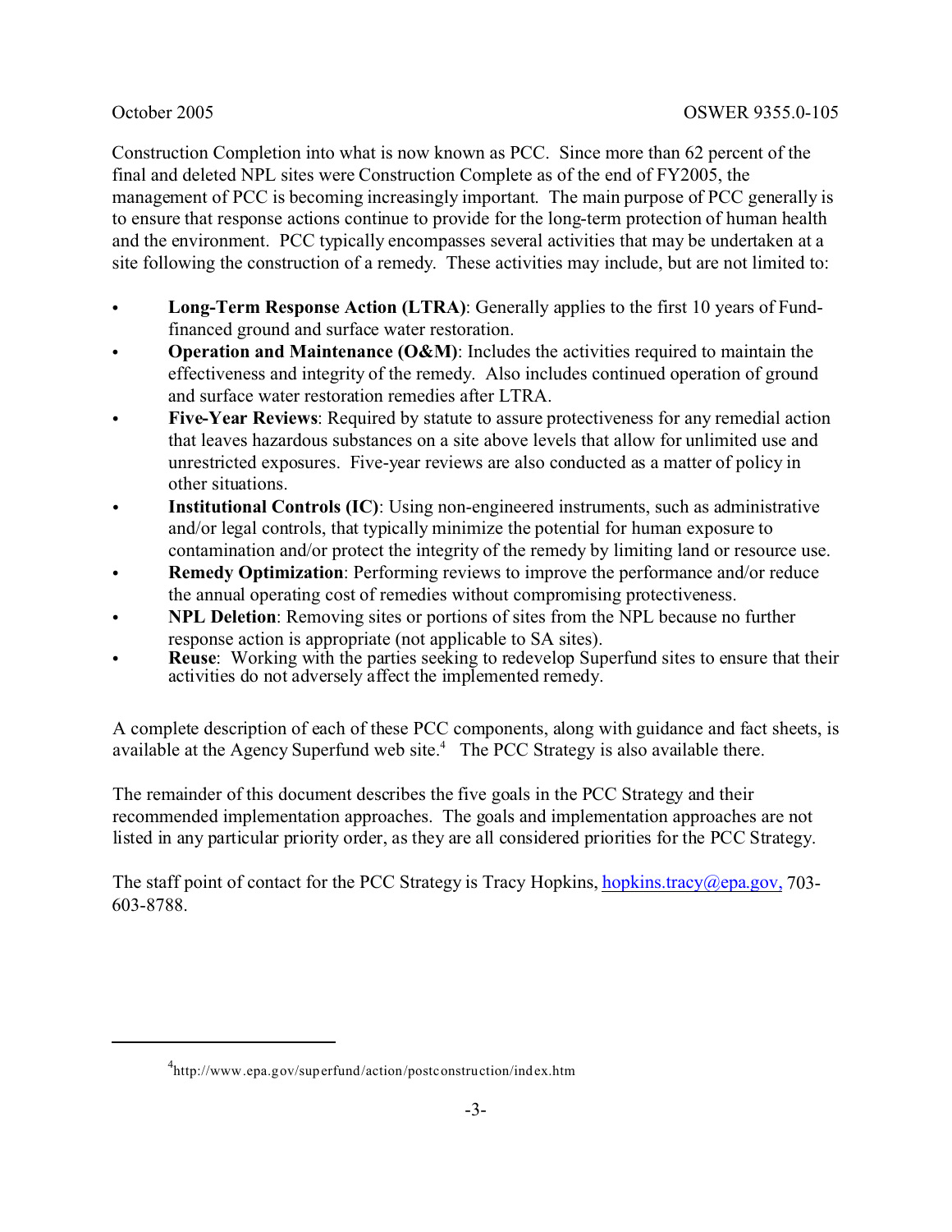Construction Completion into what is now known as PCC. Since more than 62 percent of the final and deleted NPL sites were Construction Complete as of the end of FY2005, the management of PCC is becoming increasingly important. The main purpose of PCC generally is to ensure that response actions continue to provide for the long-term protection of human health and the environment. PCC typically encompasses several activities that may be undertaken at a site following the construction of a remedy. These activities may include, but are not limited to:

- **Long-Term Response Action (LTRA)**: Generally applies to the first 10 years of Fund-financed ground and surface water restoration.
- **Operation and Maintenance (O&M)**: Includes the activities required to maintain the effectiveness and integrity of the remedy. Also includes continued operation of ground and surface water restoration remedies after LTRA.
- **Five-Year Reviews**: Required by statute to assure protectiveness for any remedial action that leaves hazardous substances on a site above levels that allow for unlimited use and unrestricted exposures. Five-year reviews are also conducted as a matter of policy in other situations.
- **Institutional Controls (IC)**: Using non-engineered instruments, such as administrative and/or legal controls, that typically minimize the potential for human exposure to contamination and/or protect the integrity of the remedy by limiting land or resource use.
- **Remedy Optimization**: Performing reviews to improve the performance and/or reduce the annual operating cost of remedies without compromising protectiveness.
- **NPL Deletion**: Removing sites or portions of sites from the NPL because no further response action is appropriate (not applicable to SA sites).
- **Reuse**: Working with the parties seeking to redevelop Superfund sites to ensure that their activities do not adversely affect the implemented remedy.

A complete description of each of these PCC components, along with guidance and fact sheets, is available at the Agency Superfund web site.[4] The PCC Strategy is also available there.

The remainder of this document describes the five goals in the PCC Strategy and their recommended implementation approaches. The goals and implementation approaches are not listed in any particular priority order, as they are all considered priorities for the PCC Strategy.

The staff point of contact for the PCC Strategy is Tracy Hopkins, hopkins.tracy@epa.gov, 703-603-8788.

[4] http://www.epa.gov/superfund/action/postconstruction/index.htm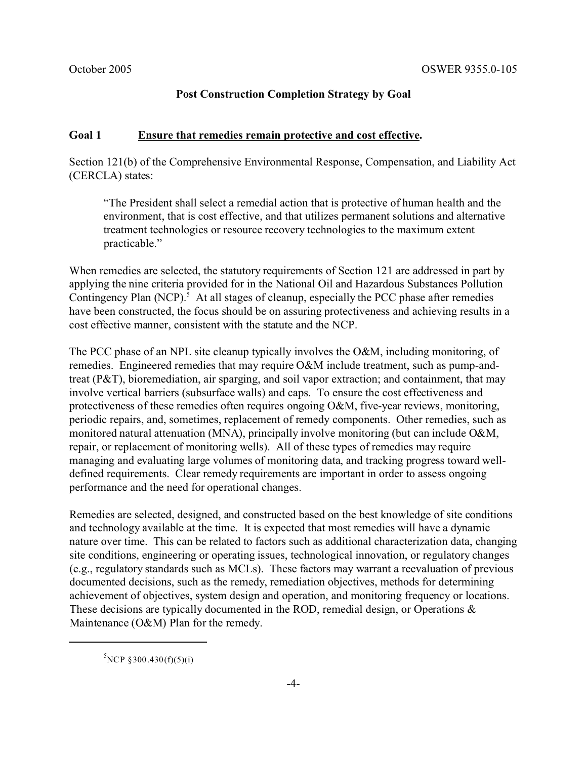## Post Construction Completion Strategy by Goal

### Goal 1 Ensure that remedies remain protective and cost effective.

Section 121(b) of the Comprehensive Environmental Response, Compensation, and Liability Act (CERCLA) states:

> "The President shall select a remedial action that is protective of human health and the environment, that is cost effective, and that utilizes permanent solutions and alternative treatment technologies or resource recovery technologies to the maximum extent practicable."

When remedies are selected, the statutory requirements of Section 121 are addressed in part by applying the nine criteria provided for in the National Oil and Hazardous Substances Pollution Contingency Plan (NCP).[5] At all stages of cleanup, especially the PCC phase after remedies have been constructed, the focus should be on assuring protectiveness and achieving results in a cost effective manner, consistent with the statute and the NCP.

The PCC phase of an NPL site cleanup typically involves the O&M, including monitoring, of remedies. Engineered remedies that may require O&M include treatment, such as pump-and-treat (P&T), bioremediation, air sparging, and soil vapor extraction; and containment, that may involve vertical barriers (subsurface walls) and caps. To ensure the cost effectiveness and protectiveness of these remedies often requires ongoing O&M, five-year reviews, monitoring, periodic repairs, and, sometimes, replacement of remedy components. Other remedies, such as monitored natural attenuation (MNA), principally involve monitoring (but can include O&M, repair, or replacement of monitoring wells). All of these types of remedies may require managing and evaluating large volumes of monitoring data, and tracking progress toward well-defined requirements. Clear remedy requirements are important in order to assess ongoing performance and the need for operational changes.

Remedies are selected, designed, and constructed based on the best knowledge of site conditions and technology available at the time. It is expected that most remedies will have a dynamic nature over time. This can be related to factors such as additional characterization data, changing site conditions, engineering or operating issues, technological innovation, or regulatory changes (e.g., regulatory standards such as MCLs). These factors may warrant a reevaluation of previous documented decisions, such as the remedy, remediation objectives, methods for determining achievement of objectives, system design and operation, and monitoring frequency or locations. These decisions are typically documented in the ROD, remedial design, or Operations & Maintenance (O&M) Plan for the remedy.

---

[5] NCP §300.430(f)(5)(i)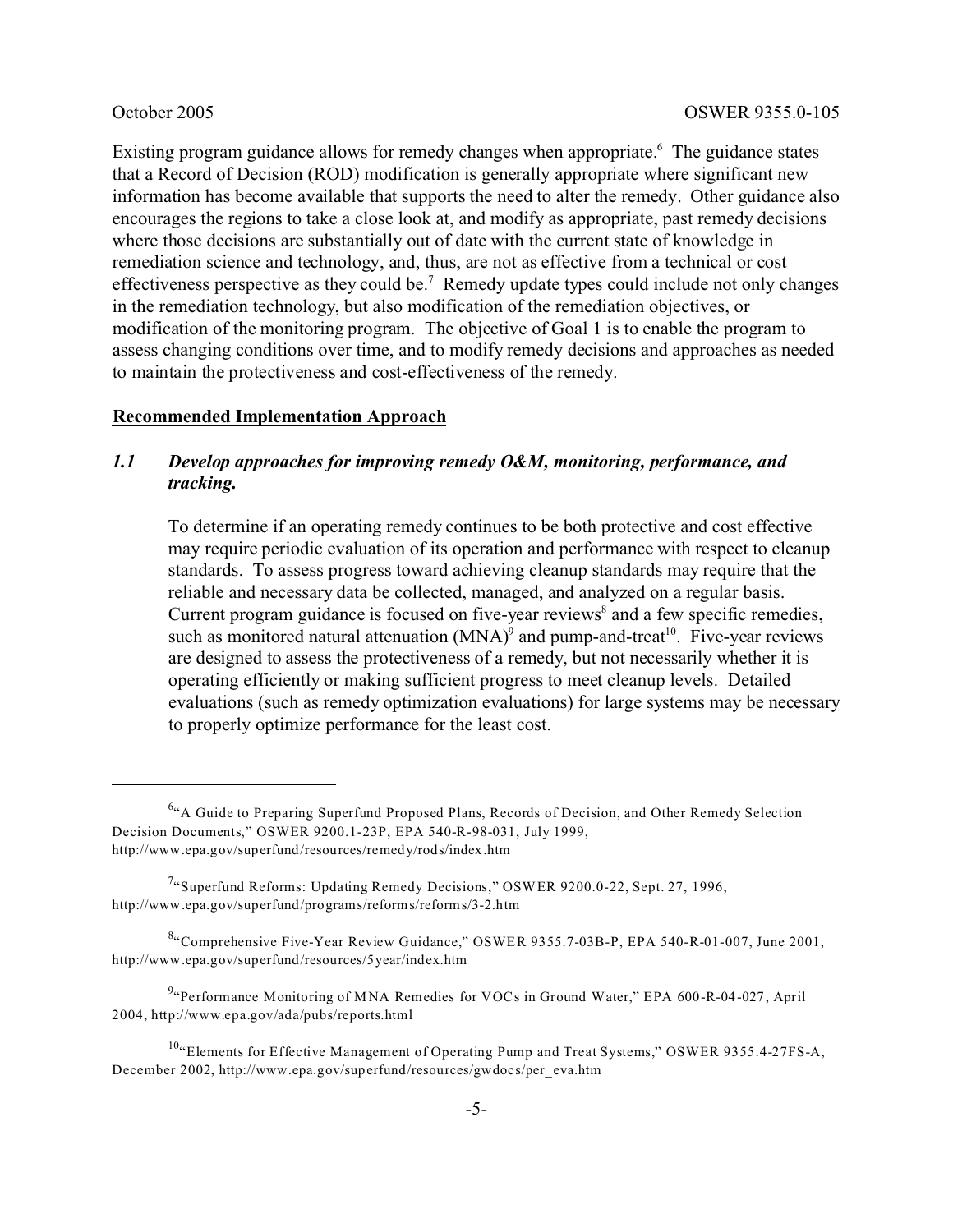Existing program guidance allows for remedy changes when appropriate.[6] The guidance states that a Record of Decision (ROD) modification is generally appropriate where significant new information has become available that supports the need to alter the remedy. Other guidance also encourages the regions to take a close look at, and modify as appropriate, past remedy decisions where those decisions are substantially out of date with the current state of knowledge in remediation science and technology, and, thus, are not as effective from a technical or cost effectiveness perspective as they could be.[7] Remedy update types could include not only changes in the remediation technology, but also modification of the remediation objectives, or modification of the monitoring program. The objective of Goal 1 is to enable the program to assess changing conditions over time, and to modify remedy decisions and approaches as needed to maintain the protectiveness and cost-effectiveness of the remedy.

**Recommended Implementation Approach**

### *1.1 Develop approaches for improving remedy O&M, monitoring, performance, and tracking.*

To determine if an operating remedy continues to be both protective and cost effective may require periodic evaluation of its operation and performance with respect to cleanup standards. To assess progress toward achieving cleanup standards may require that the reliable and necessary data be collected, managed, and analyzed on a regular basis. Current program guidance is focused on five-year reviews[8] and a few specific remedies, such as monitored natural attenuation (MNA)[9] and pump-and-treat[10]. Five-year reviews are designed to assess the protectiveness of a remedy, but not necessarily whether it is operating efficiently or making sufficient progress to meet cleanup levels. Detailed evaluations (such as remedy optimization evaluations) for large systems may be necessary to properly optimize performance for the least cost.

---

[6] "A Guide to Preparing Superfund Proposed Plans, Records of Decision, and Other Remedy Selection Decision Documents," OSWER 9200.1-23P, EPA 540-R-98-031, July 1999, http://www.epa.gov/superfund/resources/remedy/rods/index.htm

[7] "Superfund Reforms: Updating Remedy Decisions," OSWER 9200.0-22, Sept. 27, 1996, http://www.epa.gov/superfund/programs/reforms/reforms/3-2.htm

[8] "Comprehensive Five-Year Review Guidance," OSWER 9355.7-03B-P, EPA 540-R-01-007, June 2001, http://www.epa.gov/superfund/resources/5year/index.htm

[9] "Performance Monitoring of MNA Remedies for VOCs in Ground Water," EPA 600-R-04-027, April 2004, http://www.epa.gov/ada/pubs/reports.html

[10] "Elements for Effective Management of Operating Pump and Treat Systems," OSWER 9355.4-27FS-A, December 2002, http://www.epa.gov/superfund/resources/gwdocs/per_eva.htm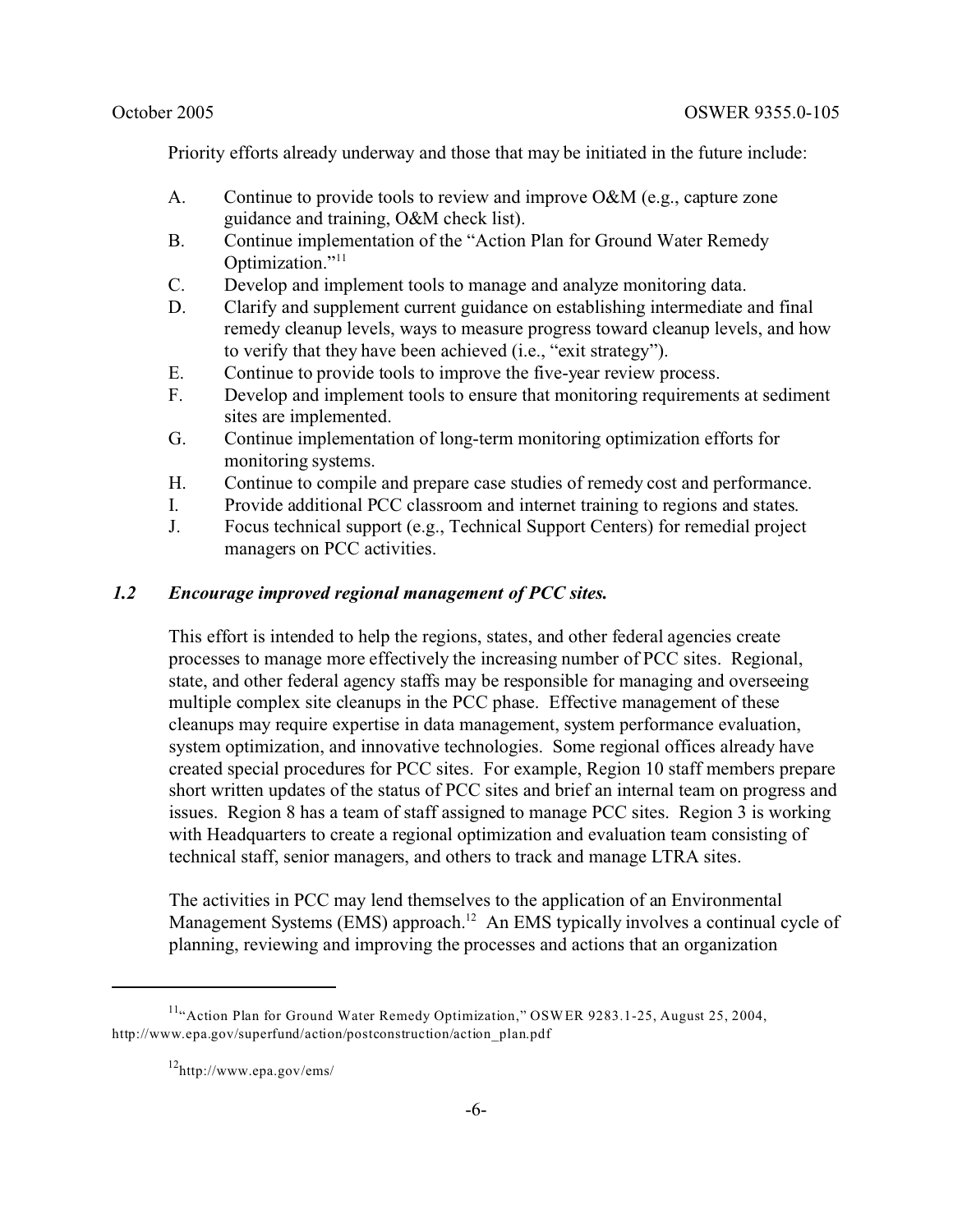Priority efforts already underway and those that may be initiated in the future include:

A. Continue to provide tools to review and improve O&M (e.g., capture zone guidance and training, O&M check list).
B. Continue implementation of the "Action Plan for Ground Water Remedy Optimization."[11]
C. Develop and implement tools to manage and analyze monitoring data.
D. Clarify and supplement current guidance on establishing intermediate and final remedy cleanup levels, ways to measure progress toward cleanup levels, and how to verify that they have been achieved (i.e., "exit strategy").
E. Continue to provide tools to improve the five-year review process.
F. Develop and implement tools to ensure that monitoring requirements at sediment sites are implemented.
G. Continue implementation of long-term monitoring optimization efforts for monitoring systems.
H. Continue to compile and prepare case studies of remedy cost and performance.
I. Provide additional PCC classroom and internet training to regions and states.
J. Focus technical support (e.g., Technical Support Centers) for remedial project managers on PCC activities.

### *1.2 Encourage improved regional management of PCC sites.*

This effort is intended to help the regions, states, and other federal agencies create processes to manage more effectively the increasing number of PCC sites. Regional, state, and other federal agency staffs may be responsible for managing and overseeing multiple complex site cleanups in the PCC phase. Effective management of these cleanups may require expertise in data management, system performance evaluation, system optimization, and innovative technologies. Some regional offices already have created special procedures for PCC sites. For example, Region 10 staff members prepare short written updates of the status of PCC sites and brief an internal team on progress and issues. Region 8 has a team of staff assigned to manage PCC sites. Region 3 is working with Headquarters to create a regional optimization and evaluation team consisting of technical staff, senior managers, and others to track and manage LTRA sites.

The activities in PCC may lend themselves to the application of an Environmental Management Systems (EMS) approach.[12] An EMS typically involves a continual cycle of planning, reviewing and improving the processes and actions that an organization

---

[11] "Action Plan for Ground Water Remedy Optimization," OSWER 9283.1-25, August 25, 2004, http://www.epa.gov/superfund/action/postconstruction/action_plan.pdf

[12] http://www.epa.gov/ems/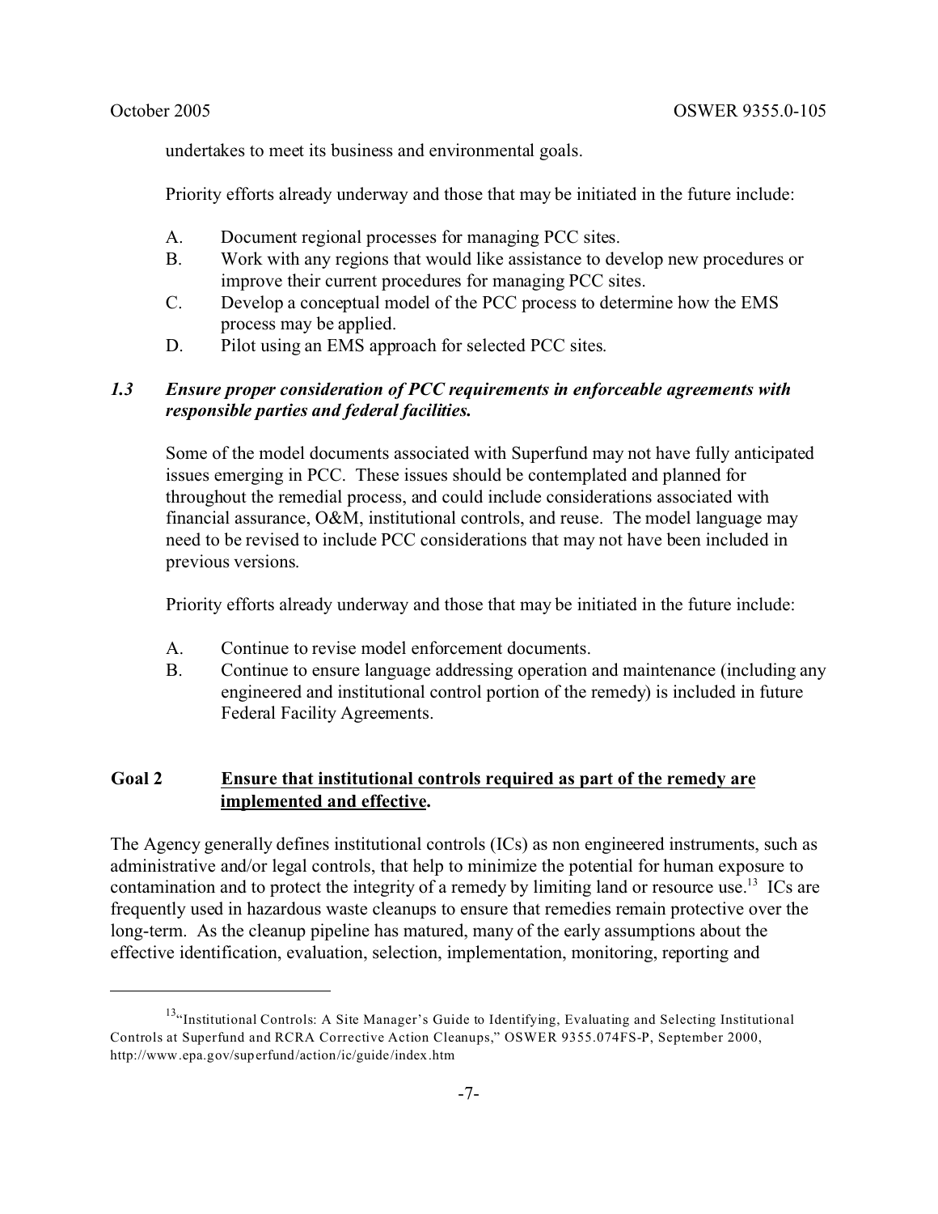undertakes to meet its business and environmental goals.

Priority efforts already underway and those that may be initiated in the future include:

A. Document regional processes for managing PCC sites.
B. Work with any regions that would like assistance to develop new procedures or improve their current procedures for managing PCC sites.
C. Develop a conceptual model of the PCC process to determine how the EMS process may be applied.
D. Pilot using an EMS approach for selected PCC sites.

### *1.3 Ensure proper consideration of PCC requirements in enforceable agreements with responsible parties and federal facilities.*

Some of the model documents associated with Superfund may not have fully anticipated issues emerging in PCC. These issues should be contemplated and planned for throughout the remedial process, and could include considerations associated with financial assurance, O&M, institutional controls, and reuse. The model language may need to be revised to include PCC considerations that may not have been included in previous versions.

Priority efforts already underway and those that may be initiated in the future include:

A. Continue to revise model enforcement documents.
B. Continue to ensure language addressing operation and maintenance (including any engineered and institutional control portion of the remedy) is included in future Federal Facility Agreements.

## **Goal 2 Ensure that institutional controls required as part of the remedy are implemented and effective.**

The Agency generally defines institutional controls (ICs) as non engineered instruments, such as administrative and/or legal controls, that help to minimize the potential for human exposure to contamination and to protect the integrity of a remedy by limiting land or resource use.[13] ICs are frequently used in hazardous waste cleanups to ensure that remedies remain protective over the long-term. As the cleanup pipeline has matured, many of the early assumptions about the effective identification, evaluation, selection, implementation, monitoring, reporting and

---

[13] "Institutional Controls: A Site Manager's Guide to Identifying, Evaluating and Selecting Institutional Controls at Superfund and RCRA Corrective Action Cleanups," OSWER 9355.074FS-P, September 2000, http://www.epa.gov/superfund/action/ic/guide/index.htm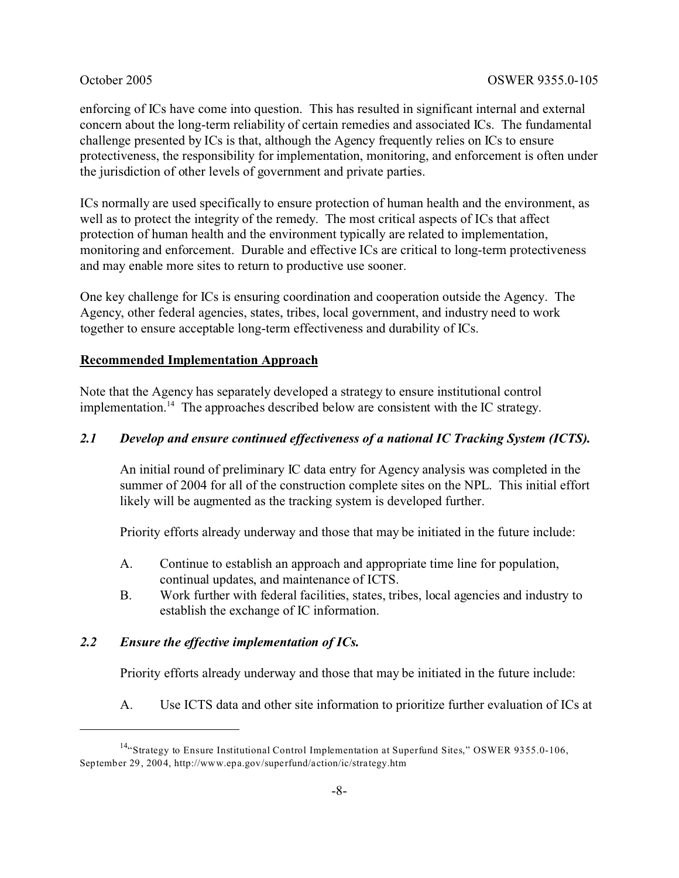enforcing of ICs have come into question. This has resulted in significant internal and external concern about the long-term reliability of certain remedies and associated ICs. The fundamental challenge presented by ICs is that, although the Agency frequently relies on ICs to ensure protectiveness, the responsibility for implementation, monitoring, and enforcement is often under the jurisdiction of other levels of government and private parties.

ICs normally are used specifically to ensure protection of human health and the environment, as well as to protect the integrity of the remedy. The most critical aspects of ICs that affect protection of human health and the environment typically are related to implementation, monitoring and enforcement. Durable and effective ICs are critical to long-term protectiveness and may enable more sites to return to productive use sooner.

One key challenge for ICs is ensuring coordination and cooperation outside the Agency. The Agency, other federal agencies, states, tribes, local government, and industry need to work together to ensure acceptable long-term effectiveness and durability of ICs.

**Recommended Implementation Approach**

Note that the Agency has separately developed a strategy to ensure institutional control implementation.[14] The approaches described below are consistent with the IC strategy.

### *2.1 Develop and ensure continued effectiveness of a national IC Tracking System (ICTS).*

An initial round of preliminary IC data entry for Agency analysis was completed in the summer of 2004 for all of the construction complete sites on the NPL. This initial effort likely will be augmented as the tracking system is developed further.

Priority efforts already underway and those that may be initiated in the future include:

A. Continue to establish an approach and appropriate time line for population, continual updates, and maintenance of ICTS.

B. Work further with federal facilities, states, tribes, local agencies and industry to establish the exchange of IC information.

### *2.2 Ensure the effective implementation of ICs.*

Priority efforts already underway and those that may be initiated in the future include:

A. Use ICTS data and other site information to prioritize further evaluation of ICs at

---

[14] "Strategy to Ensure Institutional Control Implementation at Superfund Sites," OSWER 9355.0-106, September 29, 2004, http://www.epa.gov/superfund/action/ic/strategy.htm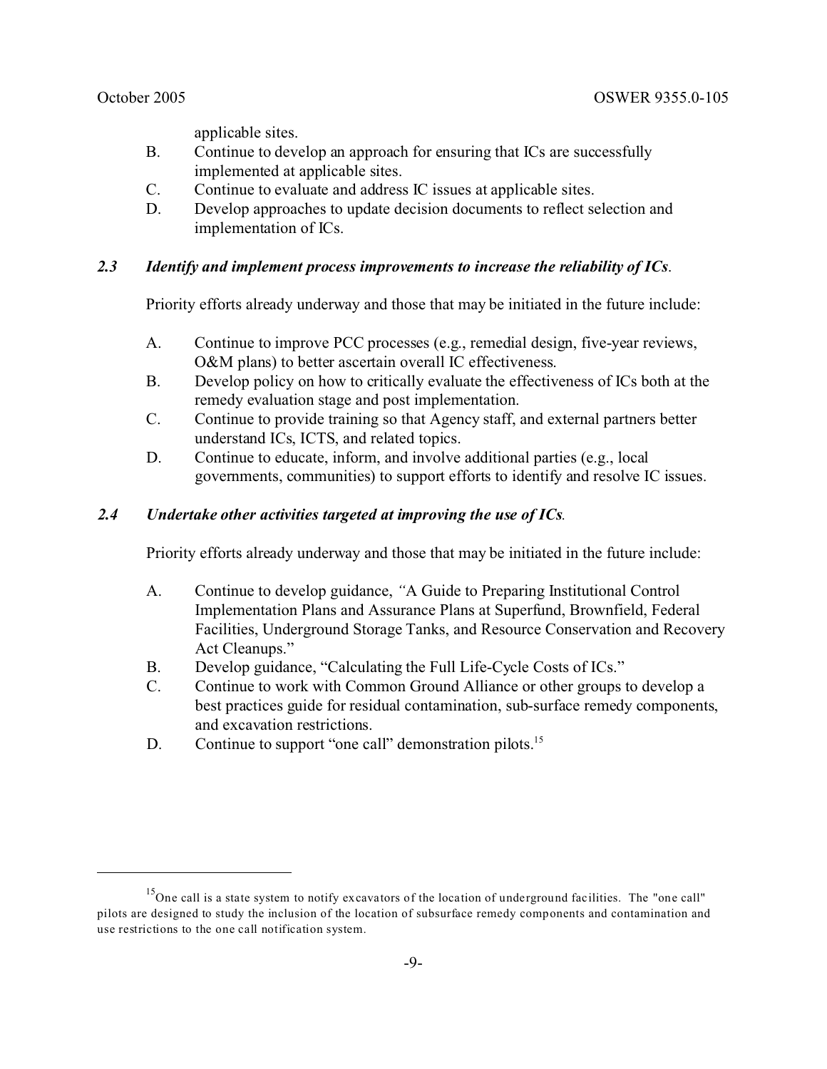applicable sites.

B. Continue to develop an approach for ensuring that ICs are successfully implemented at applicable sites.

C. Continue to evaluate and address IC issues at applicable sites.

D. Develop approaches to update decision documents to reflect selection and implementation of ICs.

### *2.3 Identify and implement process improvements to increase the reliability of ICs.*

Priority efforts already underway and those that may be initiated in the future include:

A. Continue to improve PCC processes (e.g., remedial design, five-year reviews, O&M plans) to better ascertain overall IC effectiveness.

B. Develop policy on how to critically evaluate the effectiveness of ICs both at the remedy evaluation stage and post implementation.

C. Continue to provide training so that Agency staff, and external partners better understand ICs, ICTS, and related topics.

D. Continue to educate, inform, and involve additional parties (e.g., local governments, communities) to support efforts to identify and resolve IC issues.

### *2.4 Undertake other activities targeted at improving the use of ICs.*

Priority efforts already underway and those that may be initiated in the future include:

A. Continue to develop guidance, "A Guide to Preparing Institutional Control Implementation Plans and Assurance Plans at Superfund, Brownfield, Federal Facilities, Underground Storage Tanks, and Resource Conservation and Recovery Act Cleanups."

B. Develop guidance, "Calculating the Full Life-Cycle Costs of ICs."

C. Continue to work with Common Ground Alliance or other groups to develop a best practices guide for residual contamination, sub-surface remedy components, and excavation restrictions.

D. Continue to support "one call" demonstration pilots.[15]

---

[15] One call is a state system to notify excavators of the location of underground facilities. The "one call" pilots are designed to study the inclusion of the location of subsurface remedy components and contamination and use restrictions to the one call notification system.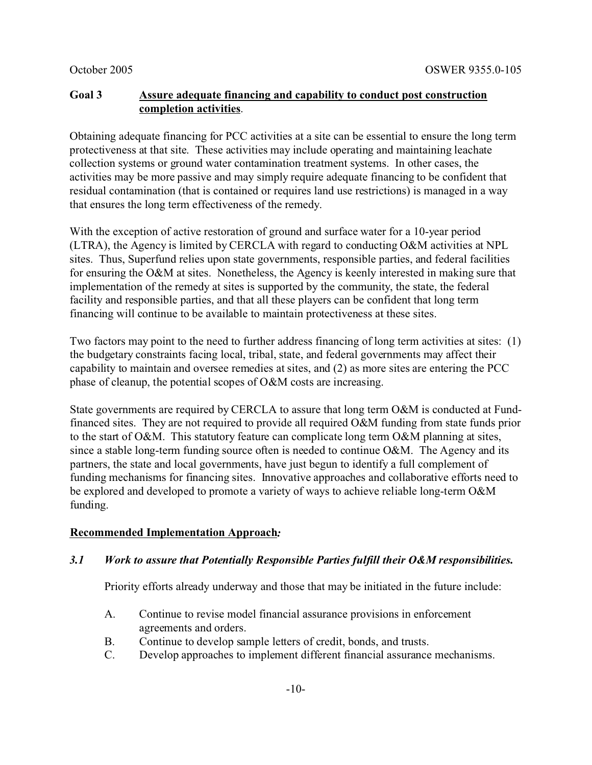**Goal 3 Assure adequate financing and capability to conduct post construction completion activities.**

Obtaining adequate financing for PCC activities at a site can be essential to ensure the long term protectiveness at that site. These activities may include operating and maintaining leachate collection systems or ground water contamination treatment systems. In other cases, the activities may be more passive and may simply require adequate financing to be confident that residual contamination (that is contained or requires land use restrictions) is managed in a way that ensures the long term effectiveness of the remedy.

With the exception of active restoration of ground and surface water for a 10-year period (LTRA), the Agency is limited by CERCLA with regard to conducting O&M activities at NPL sites. Thus, Superfund relies upon state governments, responsible parties, and federal facilities for ensuring the O&M at sites. Nonetheless, the Agency is keenly interested in making sure that implementation of the remedy at sites is supported by the community, the state, the federal facility and responsible parties, and that all these players can be confident that long term financing will continue to be available to maintain protectiveness at these sites.

Two factors may point to the need to further address financing of long term activities at sites: (1) the budgetary constraints facing local, tribal, state, and federal governments may affect their capability to maintain and oversee remedies at sites, and (2) as more sites are entering the PCC phase of cleanup, the potential scopes of O&M costs are increasing.

State governments are required by CERCLA to assure that long term O&M is conducted at Fund-financed sites. They are not required to provide all required O&M funding from state funds prior to the start of O&M. This statutory feature can complicate long term O&M planning at sites, since a stable long-term funding source often is needed to continue O&M. The Agency and its partners, the state and local governments, have just begun to identify a full complement of funding mechanisms for financing sites. Innovative approaches and collaborative efforts need to be explored and developed to promote a variety of ways to achieve reliable long-term O&M funding.

**Recommended Implementation Approach:**

***3.1 Work to assure that Potentially Responsible Parties fulfill their O&M responsibilities.***

Priority efforts already underway and those that may be initiated in the future include:

A. Continue to revise model financial assurance provisions in enforcement agreements and orders.
B. Continue to develop sample letters of credit, bonds, and trusts.
C. Develop approaches to implement different financial assurance mechanisms.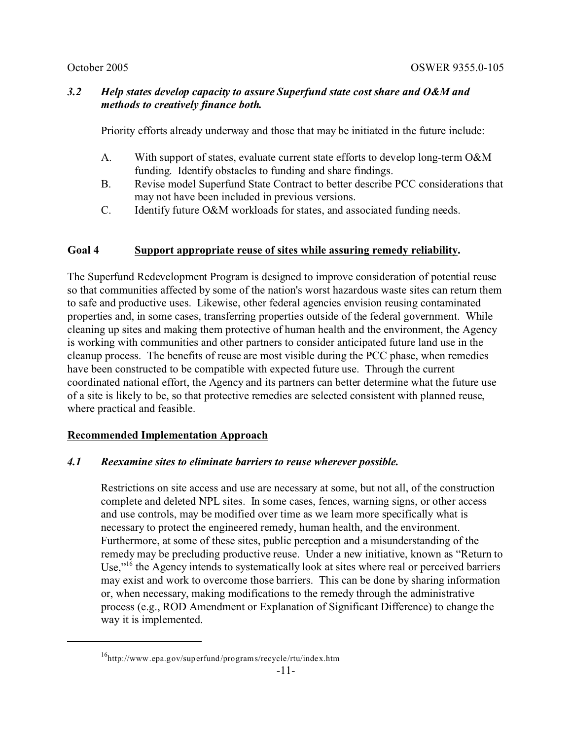### *3.2 Help states develop capacity to assure Superfund state cost share and O&M and methods to creatively finance both.*

Priority efforts already underway and those that may be initiated in the future include:

A. With support of states, evaluate current state efforts to develop long-term O&M funding. Identify obstacles to funding and share findings.
B. Revise model Superfund State Contract to better describe PCC considerations that may not have been included in previous versions.
C. Identify future O&M workloads for states, and associated funding needs.

## **Goal 4 Support appropriate reuse of sites while assuring remedy reliability.**

The Superfund Redevelopment Program is designed to improve consideration of potential reuse so that communities affected by some of the nation's worst hazardous waste sites can return them to safe and productive uses. Likewise, other federal agencies envision reusing contaminated properties and, in some cases, transferring properties outside of the federal government. While cleaning up sites and making them protective of human health and the environment, the Agency is working with communities and other partners to consider anticipated future land use in the cleanup process. The benefits of reuse are most visible during the PCC phase, when remedies have been constructed to be compatible with expected future use. Through the current coordinated national effort, the Agency and its partners can better determine what the future use of a site is likely to be, so that protective remedies are selected consistent with planned reuse, where practical and feasible.

### **Recommended Implementation Approach**

### *4.1 Reexamine sites to eliminate barriers to reuse wherever possible.*

Restrictions on site access and use are necessary at some, but not all, of the construction complete and deleted NPL sites. In some cases, fences, warning signs, or other access and use controls, may be modified over time as we learn more specifically what is necessary to protect the engineered remedy, human health, and the environment. Furthermore, at some of these sites, public perception and a misunderstanding of the remedy may be precluding productive reuse. Under a new initiative, known as "Return to Use,"[16] the Agency intends to systematically look at sites where real or perceived barriers may exist and work to overcome those barriers. This can be done by sharing information or, when necessary, making modifications to the remedy through the administrative process (e.g., ROD Amendment or Explanation of Significant Difference) to change the way it is implemented.

---

[16] http://www.epa.gov/superfund/programs/recycle/rtu/index.htm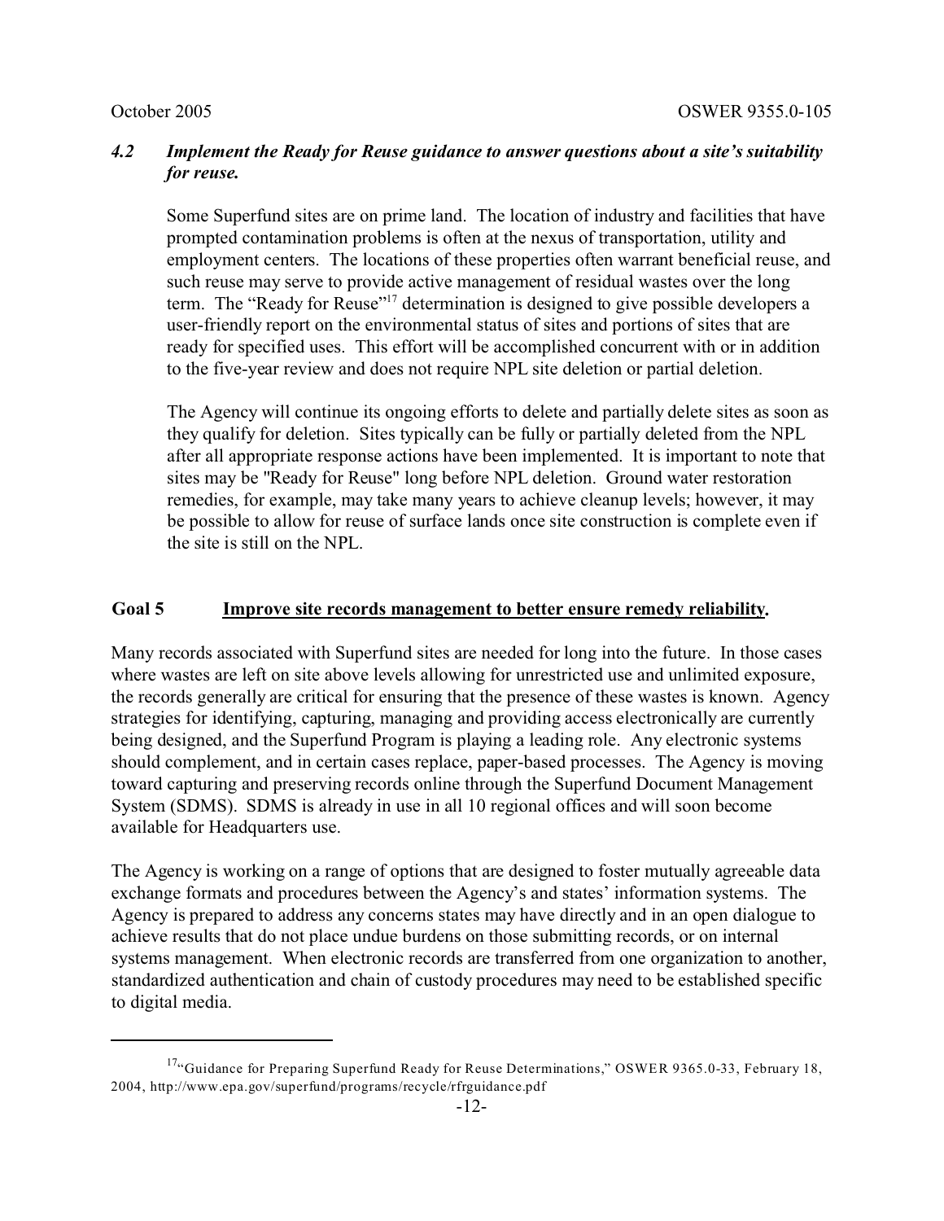### *4.2 Implement the Ready for Reuse guidance to answer questions about a site's suitability for reuse.*

Some Superfund sites are on prime land. The location of industry and facilities that have prompted contamination problems is often at the nexus of transportation, utility and employment centers. The locations of these properties often warrant beneficial reuse, and such reuse may serve to provide active management of residual wastes over the long term. The "Ready for Reuse"[17] determination is designed to give possible developers a user-friendly report on the environmental status of sites and portions of sites that are ready for specified uses. This effort will be accomplished concurrent with or in addition to the five-year review and does not require NPL site deletion or partial deletion.

The Agency will continue its ongoing efforts to delete and partially delete sites as soon as they qualify for deletion. Sites typically can be fully or partially deleted from the NPL after all appropriate response actions have been implemented. It is important to note that sites may be "Ready for Reuse" long before NPL deletion. Ground water restoration remedies, for example, may take many years to achieve cleanup levels; however, it may be possible to allow for reuse of surface lands once site construction is complete even if the site is still on the NPL.

## Goal 5 Improve site records management to better ensure remedy reliability.

Many records associated with Superfund sites are needed for long into the future. In those cases where wastes are left on site above levels allowing for unrestricted use and unlimited exposure, the records generally are critical for ensuring that the presence of these wastes is known. Agency strategies for identifying, capturing, managing and providing access electronically are currently being designed, and the Superfund Program is playing a leading role. Any electronic systems should complement, and in certain cases replace, paper-based processes. The Agency is moving toward capturing and preserving records online through the Superfund Document Management System (SDMS). SDMS is already in use in all 10 regional offices and will soon become available for Headquarters use.

The Agency is working on a range of options that are designed to foster mutually agreeable data exchange formats and procedures between the Agency's and states' information systems. The Agency is prepared to address any concerns states may have directly and in an open dialogue to achieve results that do not place undue burdens on those submitting records, or on internal systems management. When electronic records are transferred from one organization to another, standardized authentication and chain of custody procedures may need to be established specific to digital media.

---

[17] "Guidance for Preparing Superfund Ready for Reuse Determinations," OSWER 9365.0-33, February 18, 2004, http://www.epa.gov/superfund/programs/recycle/rfrguidance.pdf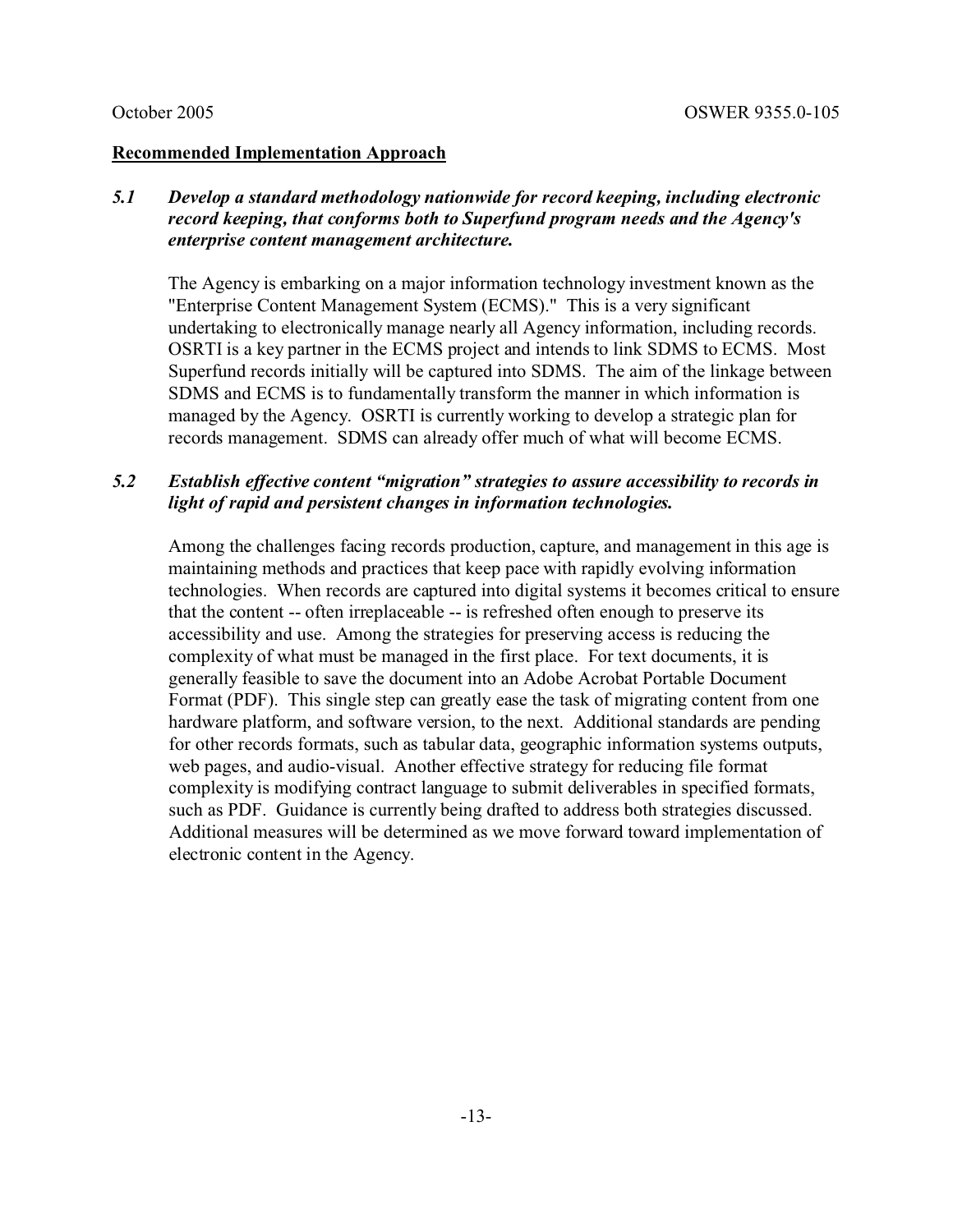**Recommended Implementation Approach**

***5.1 Develop a standard methodology nationwide for record keeping, including electronic record keeping, that conforms both to Superfund program needs and the Agency's enterprise content management architecture.***

The Agency is embarking on a major information technology investment known as the "Enterprise Content Management System (ECMS)." This is a very significant undertaking to electronically manage nearly all Agency information, including records. OSRTI is a key partner in the ECMS project and intends to link SDMS to ECMS. Most Superfund records initially will be captured into SDMS. The aim of the linkage between SDMS and ECMS is to fundamentally transform the manner in which information is managed by the Agency. OSRTI is currently working to develop a strategic plan for records management. SDMS can already offer much of what will become ECMS.

***5.2 Establish effective content "migration" strategies to assure accessibility to records in light of rapid and persistent changes in information technologies.***

Among the challenges facing records production, capture, and management in this age is maintaining methods and practices that keep pace with rapidly evolving information technologies. When records are captured into digital systems it becomes critical to ensure that the content -- often irreplaceable -- is refreshed often enough to preserve its accessibility and use. Among the strategies for preserving access is reducing the complexity of what must be managed in the first place. For text documents, it is generally feasible to save the document into an Adobe Acrobat Portable Document Format (PDF). This single step can greatly ease the task of migrating content from one hardware platform, and software version, to the next. Additional standards are pending for other records formats, such as tabular data, geographic information systems outputs, web pages, and audio-visual. Another effective strategy for reducing file format complexity is modifying contract language to submit deliverables in specified formats, such as PDF. Guidance is currently being drafted to address both strategies discussed. Additional measures will be determined as we move forward toward implementation of electronic content in the Agency.